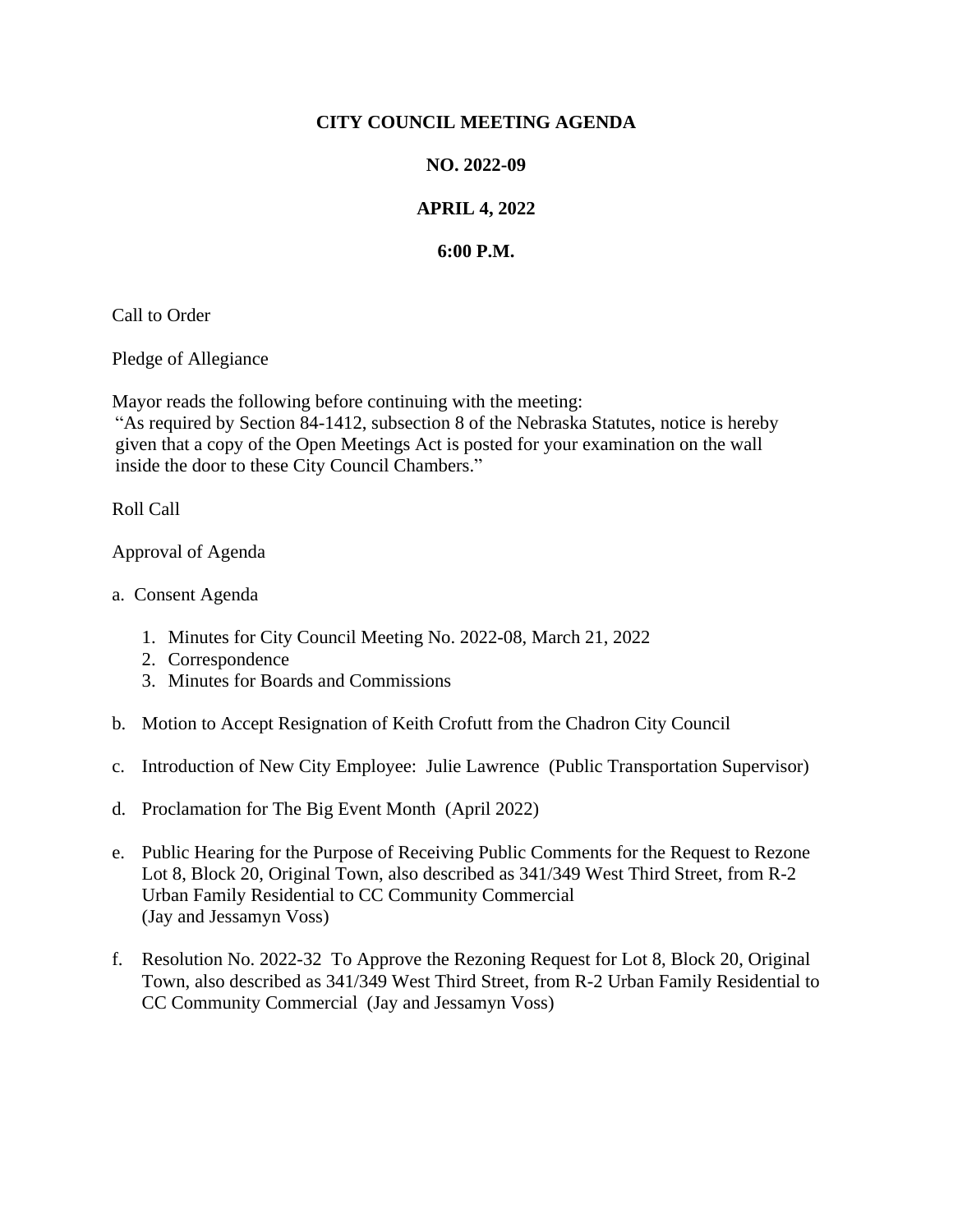**CITY COUNCIL MEETING AGENDA**

**NO. 2022-09**

**APRIL 4, 2022**

**6:00 P.M.**

Call to Order

Pledge of Allegiance

Mayor reads the following before continuing with the meeting:
"As required by Section 84-1412, subsection 8 of the Nebraska Statutes, notice is hereby given that a copy of the Open Meetings Act is posted for your examination on the wall inside the door to these City Council Chambers."

Roll Call

Approval of Agenda

a. Consent Agenda

   1. Minutes for City Council Meeting No. 2022-08, March 21, 2022
   2. Correspondence
   3. Minutes for Boards and Commissions

b. Motion to Accept Resignation of Keith Crofutt from the Chadron City Council

c. Introduction of New City Employee: Julie Lawrence (Public Transportation Supervisor)

d. Proclamation for The Big Event Month (April 2022)

e. Public Hearing for the Purpose of Receiving Public Comments for the Request to Rezone Lot 8, Block 20, Original Town, also described as 341/349 West Third Street, from R-2 Urban Family Residential to CC Community Commercial (Jay and Jessamyn Voss)

f. Resolution No. 2022-32 To Approve the Rezoning Request for Lot 8, Block 20, Original Town, also described as 341/349 West Third Street, from R-2 Urban Family Residential to CC Community Commercial (Jay and Jessamyn Voss)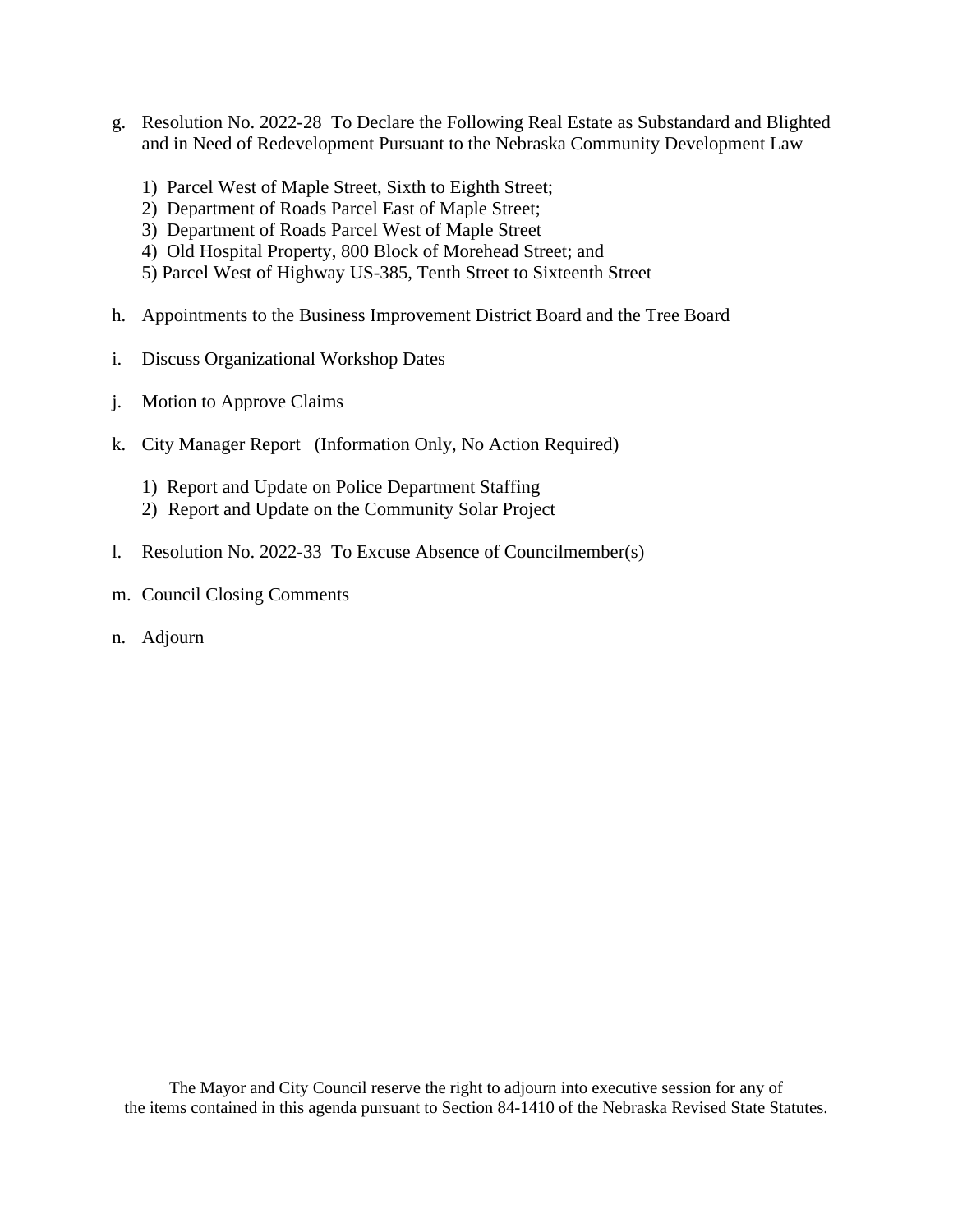g. Resolution No. 2022-28 To Declare the Following Real Estate as Substandard and Blighted and in Need of Redevelopment Pursuant to the Nebraska Community Development Law

   1) Parcel West of Maple Street, Sixth to Eighth Street;
   2) Department of Roads Parcel East of Maple Street;
   3) Department of Roads Parcel West of Maple Street
   4) Old Hospital Property, 800 Block of Morehead Street; and
   5) Parcel West of Highway US-385, Tenth Street to Sixteenth Street

h. Appointments to the Business Improvement District Board and the Tree Board

i. Discuss Organizational Workshop Dates

j. Motion to Approve Claims

k. City Manager Report (Information Only, No Action Required)

   1) Report and Update on Police Department Staffing
   2) Report and Update on the Community Solar Project

l. Resolution No. 2022-33 To Excuse Absence of Councilmember(s)

m. Council Closing Comments

n. Adjourn

The Mayor and City Council reserve the right to adjourn into executive session for any of the items contained in this agenda pursuant to Section 84-1410 of the Nebraska Revised State Statutes.